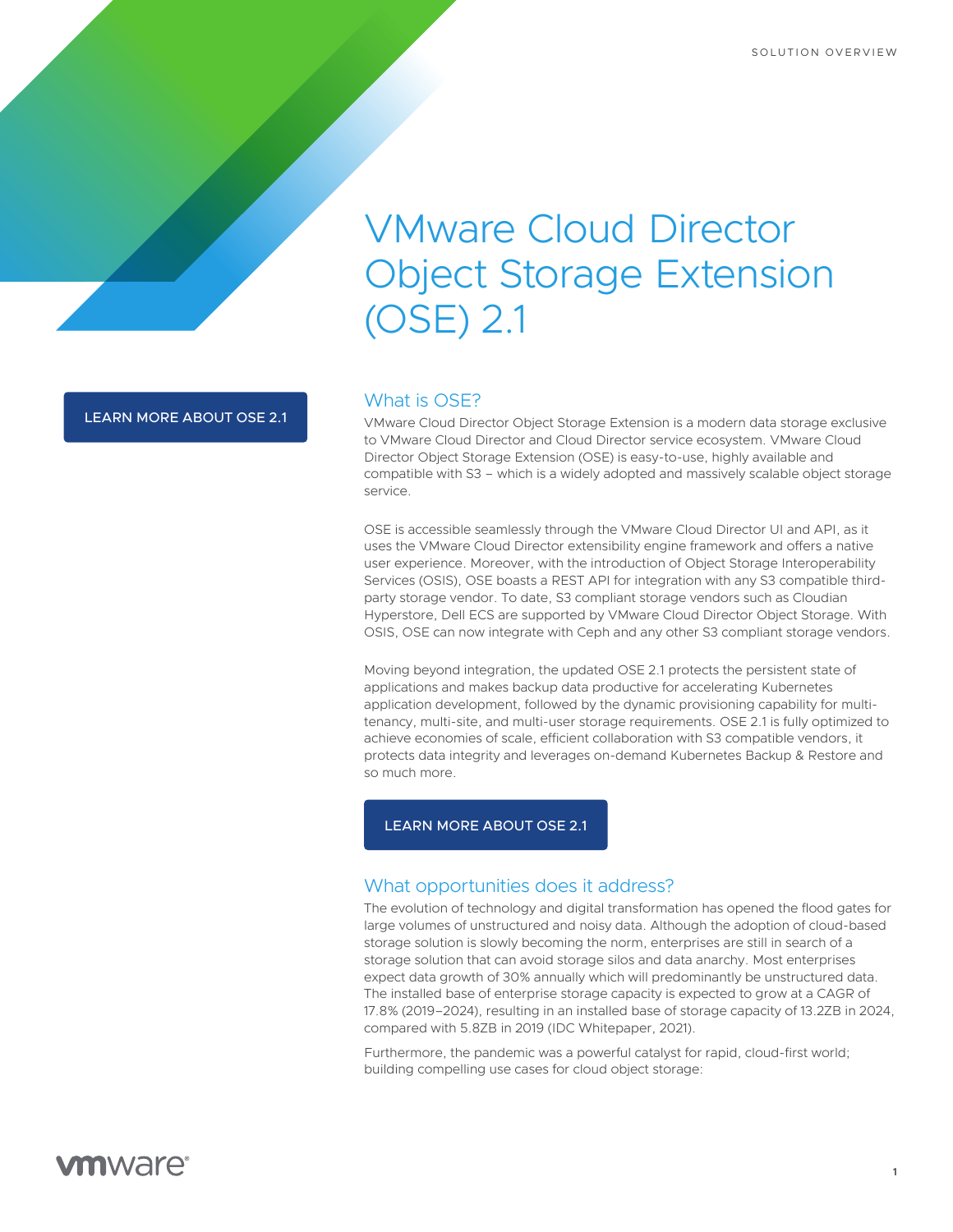SOLUTION OVERVIEW

# VMware Cloud Director Object Storage Extension (OSE) 2.1

LEARN MORE ABOUT OSE 2.1

## What is OSE?

VMware Cloud Director Object Storage Extension is a modern data storage exclusive to VMware Cloud Director and Cloud Director service ecosystem. VMware Cloud Director Object Storage Extension (OSE) is easy-to-use, highly available and compatible with S3 – which is a widely adopted and massively scalable object storage service.

OSE is accessible seamlessly through the VMware Cloud Director UI and API, as it uses the VMware Cloud Director extensibility engine framework and offers a native user experience. Moreover, with the introduction of Object Storage Interoperability Services (OSIS), OSE boasts a REST API for integration with any S3 compatible third-party storage vendor. To date, S3 compliant storage vendors such as Cloudian Hyperstore, Dell ECS are supported by VMware Cloud Director Object Storage. With OSIS, OSE can now integrate with Ceph and any other S3 compliant storage vendors.

Moving beyond integration, the updated OSE 2.1 protects the persistent state of applications and makes backup data productive for accelerating Kubernetes application development, followed by the dynamic provisioning capability for multi-tenancy, multi-site, and multi-user storage requirements. OSE 2.1 is fully optimized to achieve economies of scale, efficient collaboration with S3 compatible vendors, it protects data integrity and leverages on-demand Kubernetes Backup & Restore and so much more.

LEARN MORE ABOUT OSE 2.1

## What opportunities does it address?

The evolution of technology and digital transformation has opened the flood gates for large volumes of unstructured and noisy data. Although the adoption of cloud-based storage solution is slowly becoming the norm, enterprises are still in search of a storage solution that can avoid storage silos and data anarchy. Most enterprises expect data growth of 30% annually which will predominantly be unstructured data. The installed base of enterprise storage capacity is expected to grow at a CAGR of 17.8% (2019–2024), resulting in an installed base of storage capacity of 13.2ZB in 2024, compared with 5.8ZB in 2019 (IDC Whitepaper, 2021).

Furthermore, the pandemic was a powerful catalyst for rapid, cloud-first world; building compelling use cases for cloud object storage: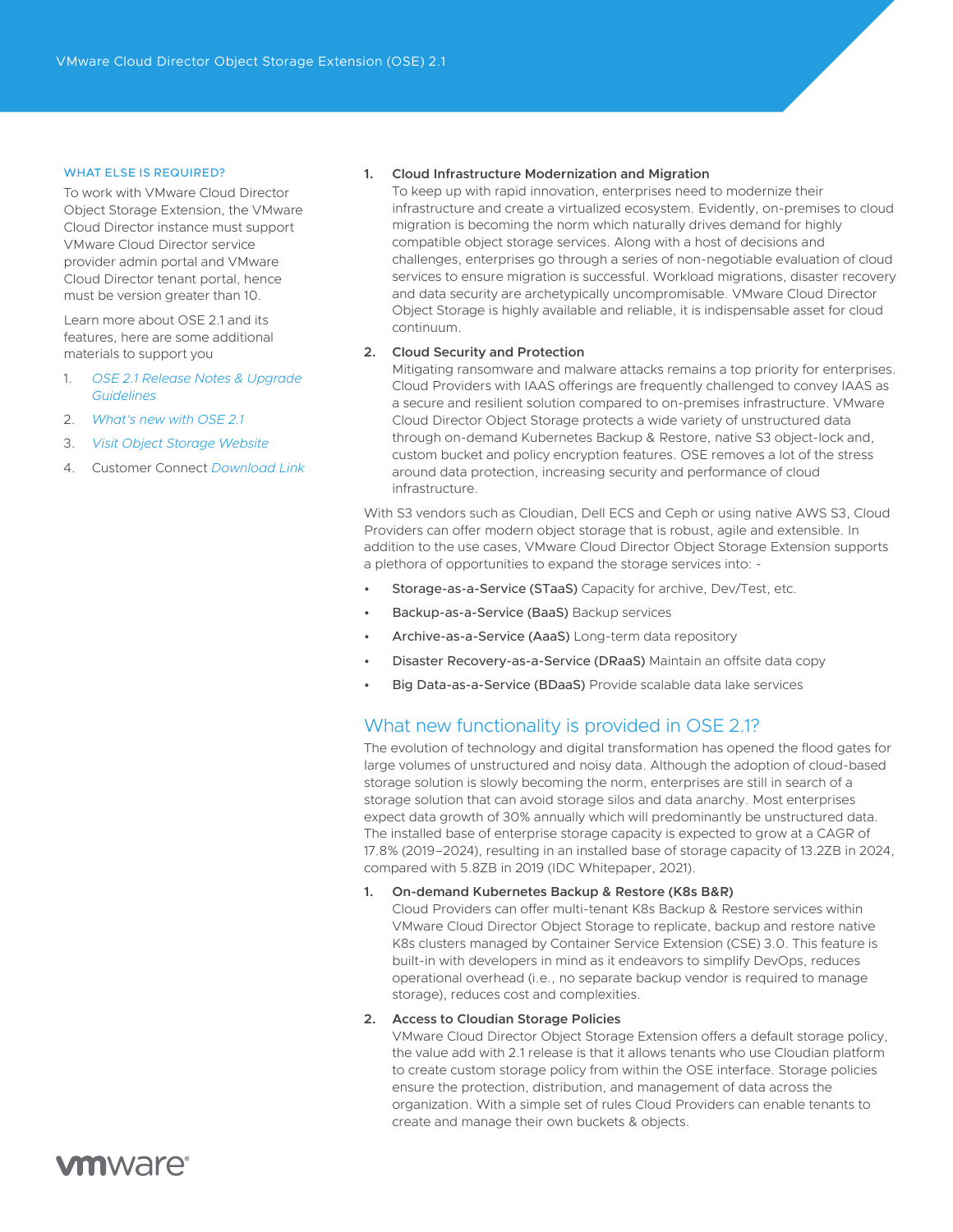### WHAT ELSE IS REQUIRED?

To work with VMware Cloud Director Object Storage Extension, the VMware Cloud Director instance must support VMware Cloud Director service provider admin portal and VMware Cloud Director tenant portal, hence must be version greater than 10.

Learn more about OSE 2.1 and its features, here are some additional materials to support you

1. *OSE 2.1 Release Notes & Upgrade Guidelines*
2. *What's new with OSE 2.1*
3. *Visit Object Storage Website*
4. Customer Connect *Download Link*

1. **Cloud Infrastructure Modernization and Migration**
   To keep up with rapid innovation, enterprises need to modernize their infrastructure and create a virtualized ecosystem. Evidently, on-premises to cloud migration is becoming the norm which naturally drives demand for highly compatible object storage services. Along with a host of decisions and challenges, enterprises go through a series of non-negotiable evaluation of cloud services to ensure migration is successful. Workload migrations, disaster recovery and data security are archetypically uncompromisable. VMware Cloud Director Object Storage is highly available and reliable, it is indispensable asset for cloud continuum.

2. **Cloud Security and Protection**
   Mitigating ransomware and malware attacks remains a top priority for enterprises. Cloud Providers with IAAS offerings are frequently challenged to convey IAAS as a secure and resilient solution compared to on-premises infrastructure. VMware Cloud Director Object Storage protects a wide variety of unstructured data through on-demand Kubernetes Backup & Restore, native S3 object-lock and, custom bucket and policy encryption features. OSE removes a lot of the stress around data protection, increasing security and performance of cloud infrastructure.

With S3 vendors such as Cloudian, Dell ECS and Ceph or using native AWS S3, Cloud Providers can offer modern object storage that is robust, agile and extensible. In addition to the use cases, VMware Cloud Director Object Storage Extension supports a plethora of opportunities to expand the storage services into: -

- **Storage-as-a-Service (STaaS)** Capacity for archive, Dev/Test, etc.
- **Backup-as-a-Service (BaaS)** Backup services
- **Archive-as-a-Service (AaaS)** Long-term data repository
- **Disaster Recovery-as-a-Service (DRaaS)** Maintain an offsite data copy
- **Big Data-as-a-Service (BDaaS)** Provide scalable data lake services

## What new functionality is provided in OSE 2.1?

The evolution of technology and digital transformation has opened the flood gates for large volumes of unstructured and noisy data. Although the adoption of cloud-based storage solution is slowly becoming the norm, enterprises are still in search of a storage solution that can avoid storage silos and data anarchy. Most enterprises expect data growth of 30% annually which will predominantly be unstructured data. The installed base of enterprise storage capacity is expected to grow at a CAGR of 17.8% (2019–2024), resulting in an installed base of storage capacity of 13.2ZB in 2024, compared with 5.8ZB in 2019 (IDC Whitepaper, 2021).

1. **On-demand Kubernetes Backup & Restore (K8s B&R)**
   Cloud Providers can offer multi-tenant K8s Backup & Restore services within VMware Cloud Director Object Storage to replicate, backup and restore native K8s clusters managed by Container Service Extension (CSE) 3.0. This feature is built-in with developers in mind as it endeavors to simplify DevOps, reduces operational overhead (i.e., no separate backup vendor is required to manage storage), reduces cost and complexities.

2. **Access to Cloudian Storage Policies**
   VMware Cloud Director Object Storage Extension offers a default storage policy, the value add with 2.1 release is that it allows tenants who use Cloudian platform to create custom storage policy from within the OSE interface. Storage policies ensure the protection, distribution, and management of data across the organization. With a simple set of rules Cloud Providers can enable tenants to create and manage their own buckets & objects.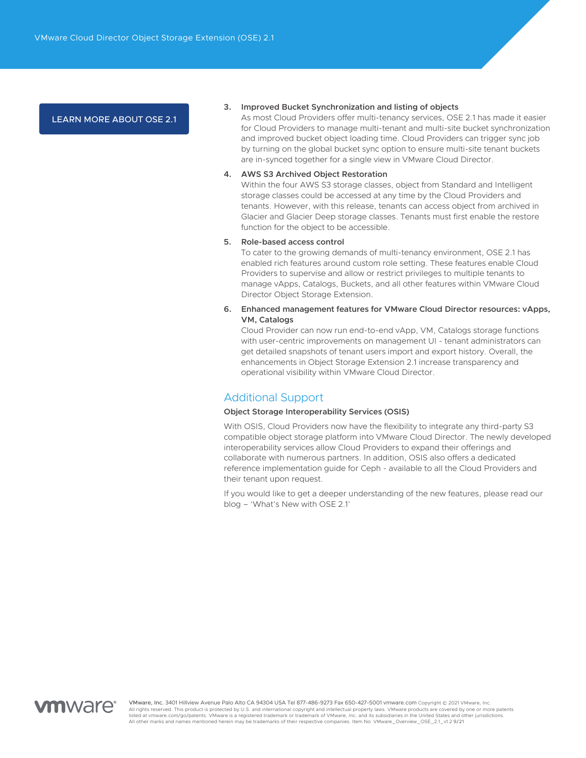LEARN MORE ABOUT OSE 2.1

3. **Improved Bucket Synchronization and listing of objects**
   As most Cloud Providers offer multi-tenancy services, OSE 2.1 has made it easier for Cloud Providers to manage multi-tenant and multi-site bucket synchronization and improved bucket object loading time. Cloud Providers can trigger sync job by turning on the global bucket sync option to ensure multi-site tenant buckets are in-synced together for a single view in VMware Cloud Director.

4. **AWS S3 Archived Object Restoration**
   Within the four AWS S3 storage classes, object from Standard and Intelligent storage classes could be accessed at any time by the Cloud Providers and tenants. However, with this release, tenants can access object from archived in Glacier and Glacier Deep storage classes. Tenants must first enable the restore function for the object to be accessible.

5. **Role-based access control**
   To cater to the growing demands of multi-tenancy environment, OSE 2.1 has enabled rich features around custom role setting. These features enable Cloud Providers to supervise and allow or restrict privileges to multiple tenants to manage vApps, Catalogs, Buckets, and all other features within VMware Cloud Director Object Storage Extension.

6. **Enhanced management features for VMware Cloud Director resources: vApps, VM, Catalogs**
   Cloud Provider can now run end-to-end vApp, VM, Catalogs storage functions with user-centric improvements on management UI - tenant administrators can get detailed snapshots of tenant users import and export history. Overall, the enhancements in Object Storage Extension 2.1 increase transparency and operational visibility within VMware Cloud Director.

## Additional Support

**Object Storage Interoperability Services (OSIS)**

With OSIS, Cloud Providers now have the flexibility to integrate any third-party S3 compatible object storage platform into VMware Cloud Director. The newly developed interoperability services allow Cloud Providers to expand their offerings and collaborate with numerous partners. In addition, OSIS also offers a dedicated reference implementation guide for Ceph - available to all the Cloud Providers and their tenant upon request.

If you would like to get a deeper understanding of the new features, please read our blog – 'What's New with OSE 2.1'

VMware, Inc. 3401 Hillview Avenue Palo Alto CA 94304 USA Tel 877-486-9273 Fax 650-427-5001 vmware.com Copyright © 2021 VMware, Inc. All rights reserved. This product is protected by U.S. and international copyright and intellectual property laws. VMware products are covered by one or more patents listed at vmware.com/go/patents. VMware is a registered trademark or trademark of VMware, Inc. and its subsidiaries in the United States and other jurisdictions. All other marks and names mentioned herein may be trademarks of their respective companies. Item No: VMware_Overview_OSE_2.1_v1.2 9/21